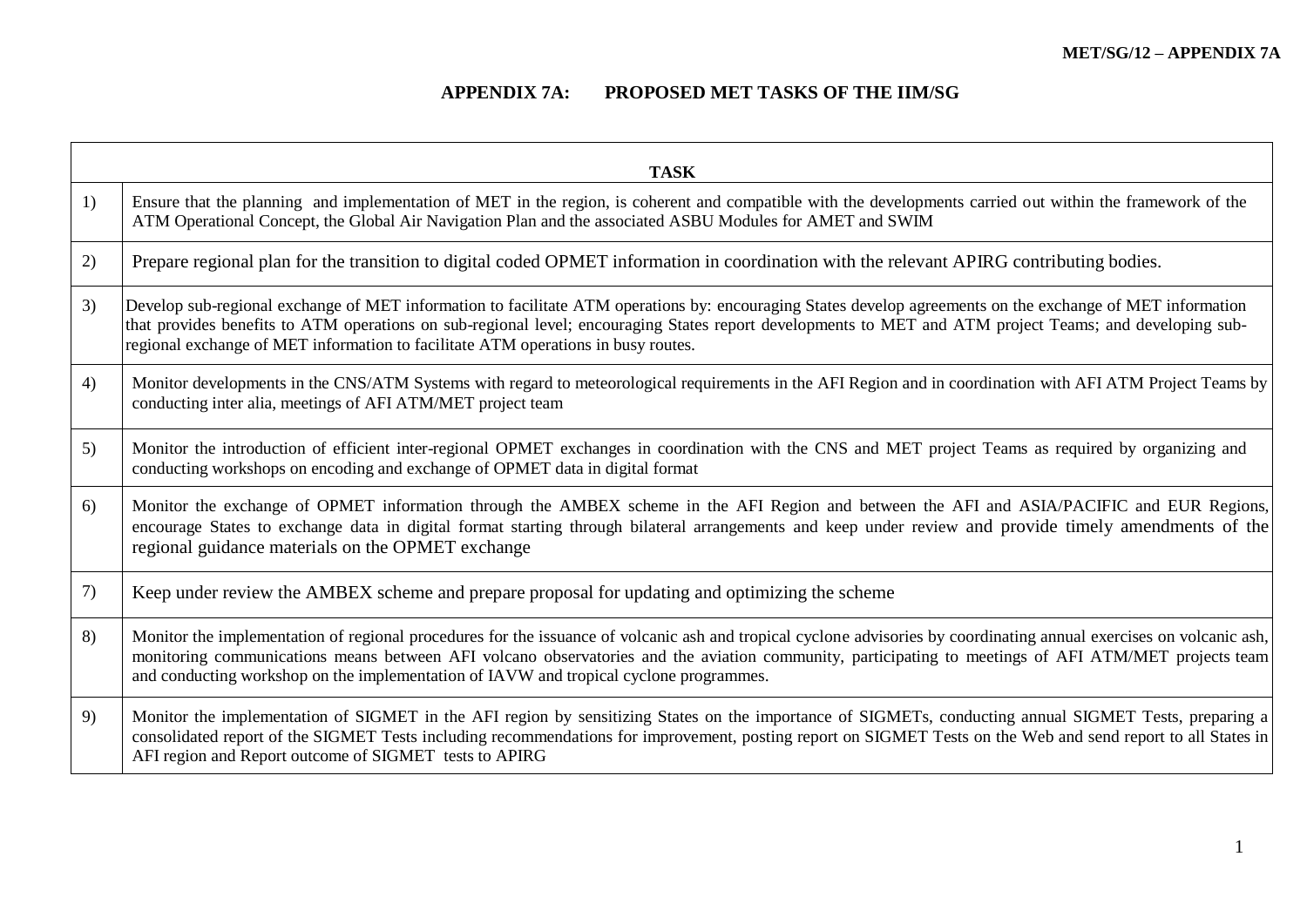## APPENDIX 7A: PROPOSED MET TASKS OF THE IIM/SG

| | TASK |
|---|---|
| 1) | Ensure that the planning and implementation of MET in the region, is coherent and compatible with the developments carried out within the framework of the ATM Operational Concept, the Global Air Navigation Plan and the associated ASBU Modules for AMET and SWIM |
| 2) | Prepare regional plan for the transition to digital coded OPMET information in coordination with the relevant APIRG contributing bodies. |
| 3) | Develop sub-regional exchange of MET information to facilitate ATM operations by: encouraging States develop agreements on the exchange of MET information that provides benefits to ATM operations on sub-regional level; encouraging States report developments to MET and ATM project Teams; and developing sub-regional exchange of MET information to facilitate ATM operations in busy routes. |
| 4) | Monitor developments in the CNS/ATM Systems with regard to meteorological requirements in the AFI Region and in coordination with AFI ATM Project Teams by conducting inter alia, meetings of AFI ATM/MET project team |
| 5) | Monitor the introduction of efficient inter-regional OPMET exchanges in coordination with the CNS and MET project Teams as required by organizing and conducting workshops on encoding and exchange of OPMET data in digital format |
| 6) | Monitor the exchange of OPMET information through the AMBEX scheme in the AFI Region and between the AFI and ASIA/PACIFIC and EUR Regions, encourage States to exchange data in digital format starting through bilateral arrangements and keep under review and provide timely amendments of the regional guidance materials on the OPMET exchange |
| 7) | Keep under review the AMBEX scheme and prepare proposal for updating and optimizing the scheme |
| 8) | Monitor the implementation of regional procedures for the issuance of volcanic ash and tropical cyclone advisories by coordinating annual exercises on volcanic ash, monitoring communications means between AFI volcano observatories and the aviation community, participating to meetings of AFI ATM/MET projects team and conducting workshop on the implementation of IAVW and tropical cyclone programmes. |
| 9) | Monitor the implementation of SIGMET in the AFI region by sensitizing States on the importance of SIGMETs, conducting annual SIGMET Tests, preparing a consolidated report of the SIGMET Tests including recommendations for improvement, posting report on SIGMET Tests on the Web and send report to all States in AFI region and Report outcome of SIGMET tests to APIRG |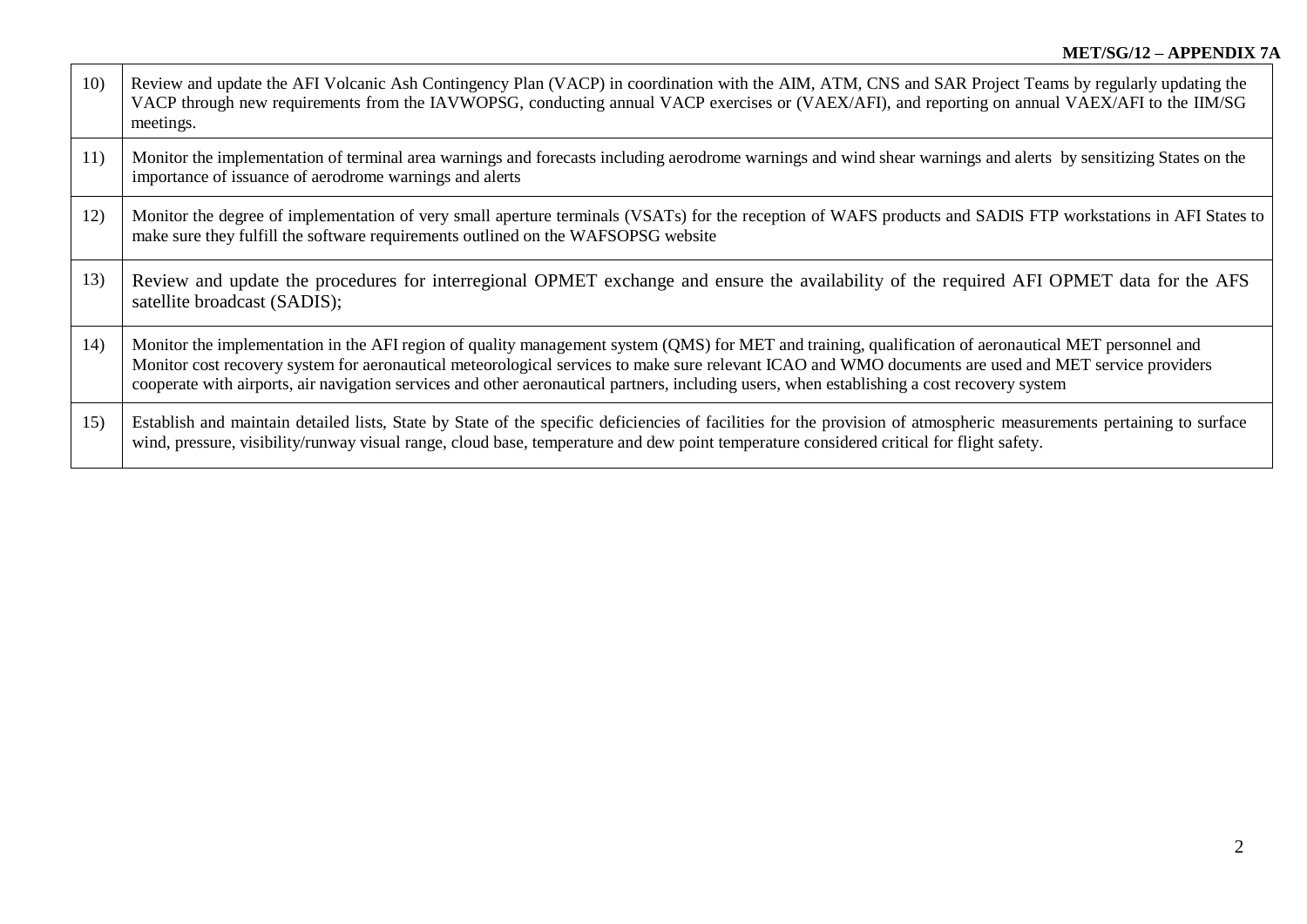| | |
|---|---|
| 10) | Review and update the AFI Volcanic Ash Contingency Plan (VACP) in coordination with the AIM, ATM, CNS and SAR Project Teams by regularly updating the VACP through new requirements from the IAVWOPSG, conducting annual VACP exercises or (VAEX/AFI), and reporting on annual VAEX/AFI to the IIM/SG meetings. |
| 11) | Monitor the implementation of terminal area warnings and forecasts including aerodrome warnings and wind shear warnings and alerts by sensitizing States on the importance of issuance of aerodrome warnings and alerts |
| 12) | Monitor the degree of implementation of very small aperture terminals (VSATs) for the reception of WAFS products and SADIS FTP workstations in AFI States to make sure they fulfill the software requirements outlined on the WAFSOPSG website |
| 13) | Review and update the procedures for interregional OPMET exchange and ensure the availability of the required AFI OPMET data for the AFS satellite broadcast (SADIS); |
| 14) | Monitor the implementation in the AFI region of quality management system (QMS) for MET and training, qualification of aeronautical MET personnel and Monitor cost recovery system for aeronautical meteorological services to make sure relevant ICAO and WMO documents are used and MET service providers cooperate with airports, air navigation services and other aeronautical partners, including users, when establishing a cost recovery system |
| 15) | Establish and maintain detailed lists, State by State of the specific deficiencies of facilities for the provision of atmospheric measurements pertaining to surface wind, pressure, visibility/runway visual range, cloud base, temperature and dew point temperature considered critical for flight safety. |